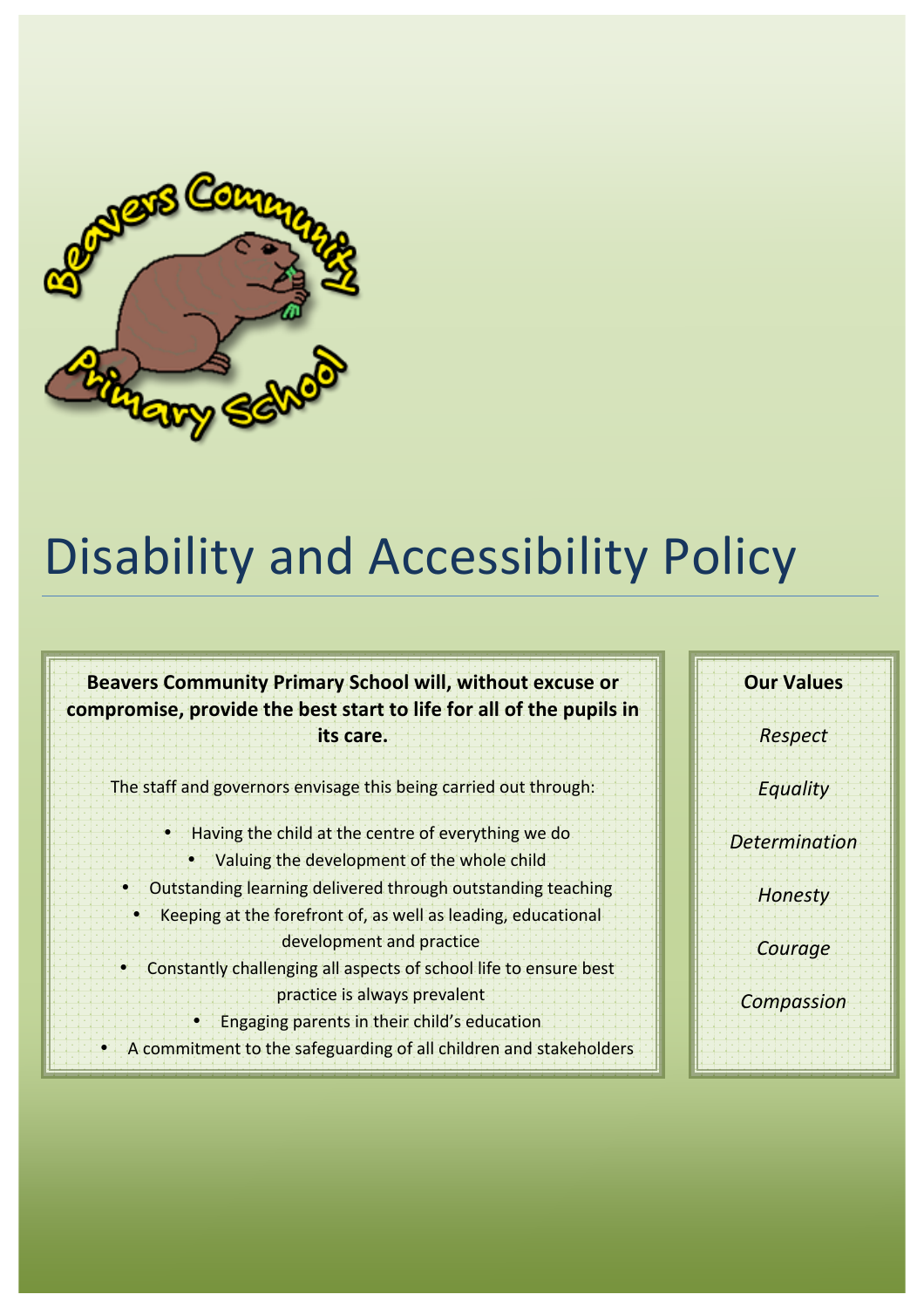# Disability and Accessibility Policy

**Beavers Community Primary School will, without excuse or compromise, provide the best start to life for all of the pupils in its care.**

The staff and governors envisage this being carried out through:

- Having the child at the centre of everything we do
- Valuing the development of the whole child
- Outstanding learning delivered through outstanding teaching
- Keeping at the forefront of, as well as leading, educational development and practice
- Constantly challenging all aspects of school life to ensure best practice is always prevalent
- Engaging parents in their child's education
- A commitment to the safeguarding of all children and stakeholders

**Our Values**

*Respect*

*Equality*

*Determination*

*Honesty*

*Courage*

*Compassion*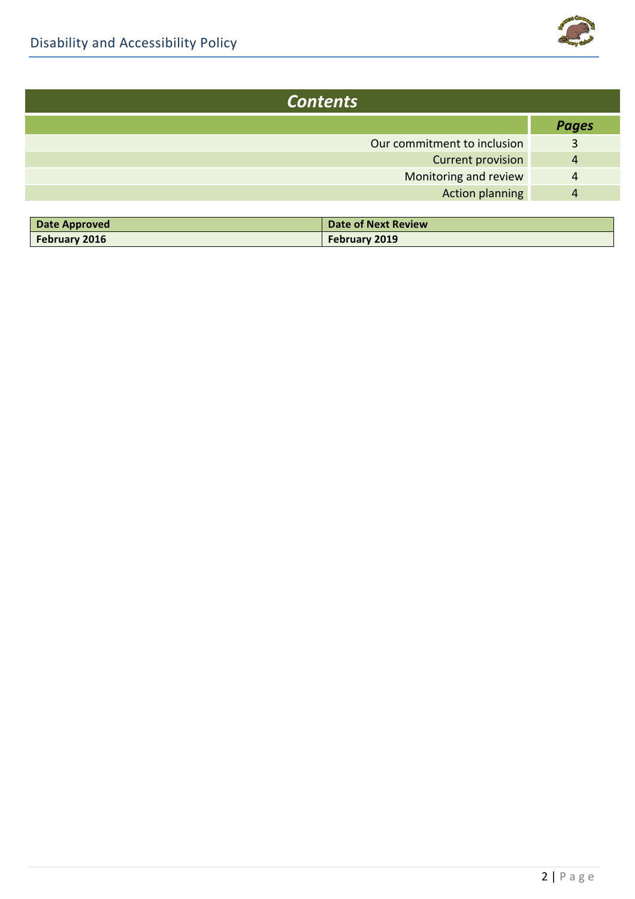## *Contents*

| | *Pages* |
|---|---|
| Our commitment to inclusion | 3 |
| Current provision | 4 |
| Monitoring and review | 4 |
| Action planning | 4 |

| Date Approved | Date of Next Review |
|---|---|
| **February 2016** | **February 2019** |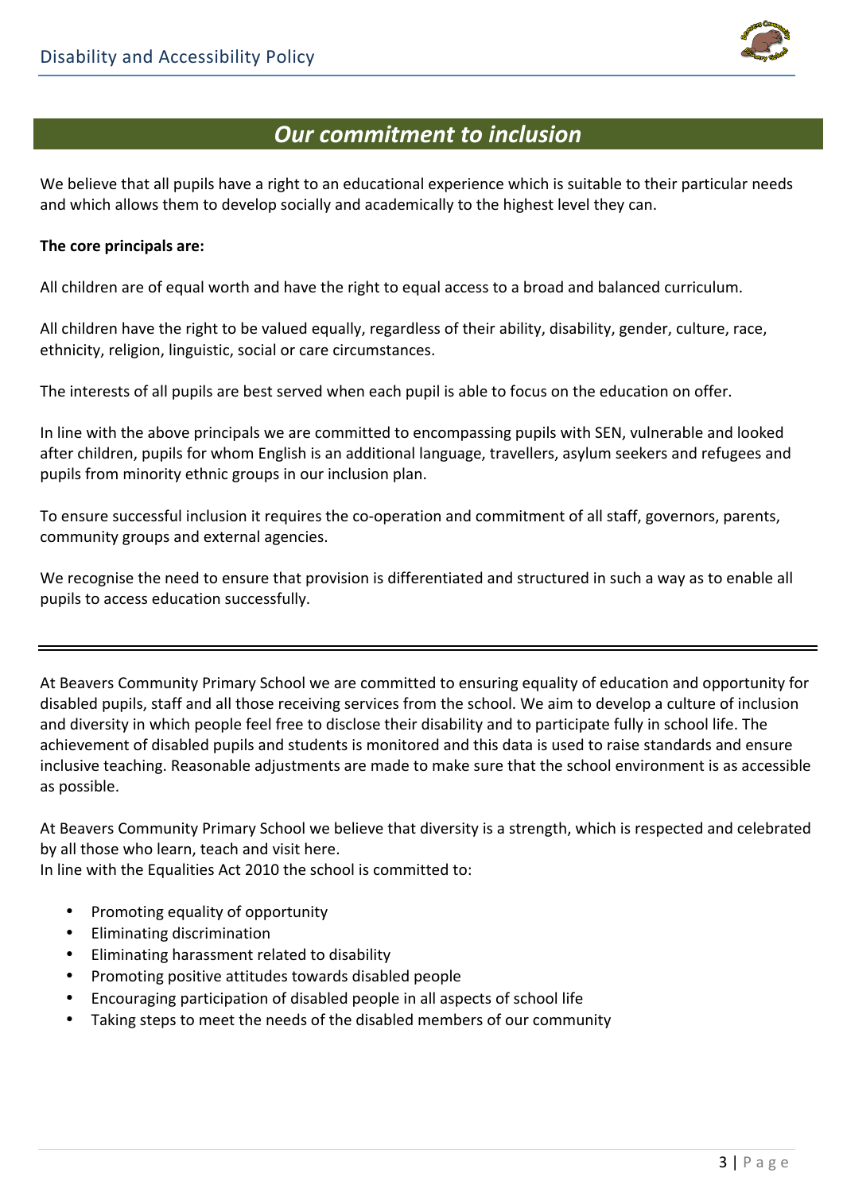## *Our commitment to inclusion*

We believe that all pupils have a right to an educational experience which is suitable to their particular needs and which allows them to develop socially and academically to the highest level they can.

**The core principals are:**

All children are of equal worth and have the right to equal access to a broad and balanced curriculum.

All children have the right to be valued equally, regardless of their ability, disability, gender, culture, race, ethnicity, religion, linguistic, social or care circumstances.

The interests of all pupils are best served when each pupil is able to focus on the education on offer.

In line with the above principals we are committed to encompassing pupils with SEN, vulnerable and looked after children, pupils for whom English is an additional language, travellers, asylum seekers and refugees and pupils from minority ethnic groups in our inclusion plan.

To ensure successful inclusion it requires the co-operation and commitment of all staff, governors, parents, community groups and external agencies.

We recognise the need to ensure that provision is differentiated and structured in such a way as to enable all pupils to access education successfully.

---

At Beavers Community Primary School we are committed to ensuring equality of education and opportunity for disabled pupils, staff and all those receiving services from the school. We aim to develop a culture of inclusion and diversity in which people feel free to disclose their disability and to participate fully in school life. The achievement of disabled pupils and students is monitored and this data is used to raise standards and ensure inclusive teaching. Reasonable adjustments are made to make sure that the school environment is as accessible as possible.

At Beavers Community Primary School we believe that diversity is a strength, which is respected and celebrated by all those who learn, teach and visit here.
In line with the Equalities Act 2010 the school is committed to:

- Promoting equality of opportunity
- Eliminating discrimination
- Eliminating harassment related to disability
- Promoting positive attitudes towards disabled people
- Encouraging participation of disabled people in all aspects of school life
- Taking steps to meet the needs of the disabled members of our community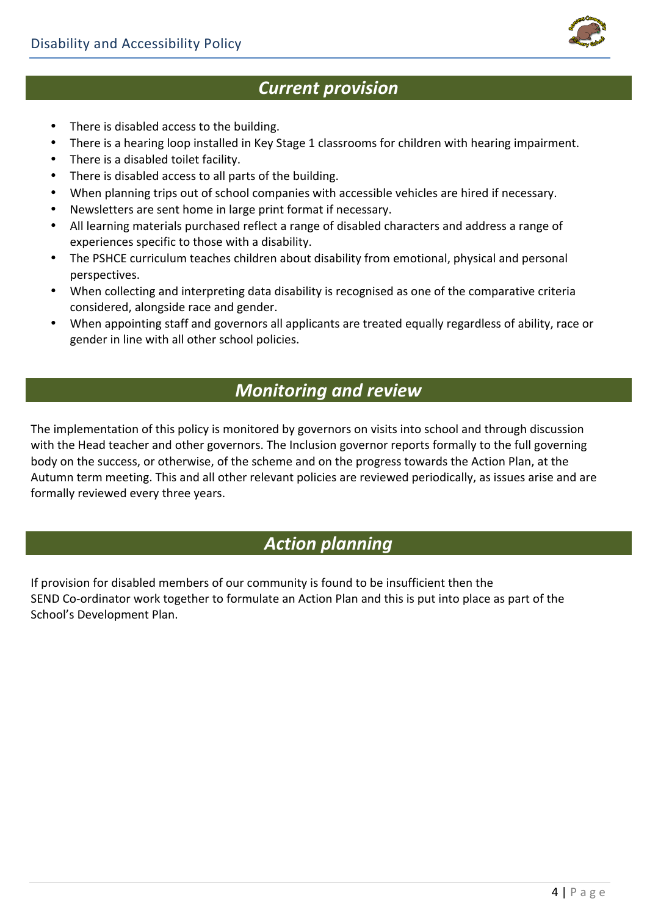## *Current provision*

- There is disabled access to the building.
- There is a hearing loop installed in Key Stage 1 classrooms for children with hearing impairment.
- There is a disabled toilet facility.
- There is disabled access to all parts of the building.
- When planning trips out of school companies with accessible vehicles are hired if necessary.
- Newsletters are sent home in large print format if necessary.
- All learning materials purchased reflect a range of disabled characters and address a range of experiences specific to those with a disability.
- The PSHCE curriculum teaches children about disability from emotional, physical and personal perspectives.
- When collecting and interpreting data disability is recognised as one of the comparative criteria considered, alongside race and gender.
- When appointing staff and governors all applicants are treated equally regardless of ability, race or gender in line with all other school policies.

## *Monitoring and review*

The implementation of this policy is monitored by governors on visits into school and through discussion with the Head teacher and other governors. The Inclusion governor reports formally to the full governing body on the success, or otherwise, of the scheme and on the progress towards the Action Plan, at the Autumn term meeting. This and all other relevant policies are reviewed periodically, as issues arise and are formally reviewed every three years.

## *Action planning*

If provision for disabled members of our community is found to be insufficient then the SEND Co-ordinator work together to formulate an Action Plan and this is put into place as part of the School's Development Plan.